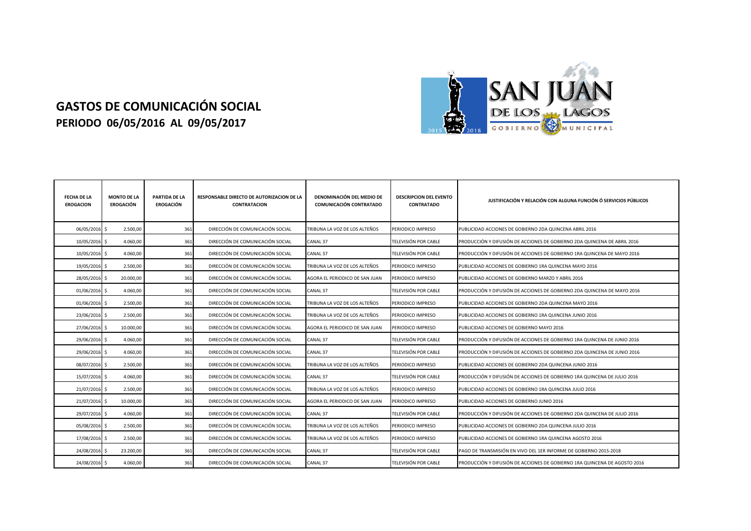# GASTOS DE COMUNICACIÓN SOCIAL

## PERIODO 06/05/2016 AL 09/05/2017

| FECHA DE LA EROGACION | MONTO DE LA EROGACIÓN | PARTIDA DE LA EROGACIÓN | RESPONSABLE DIRECTO DE AUTORIZACION DE LA CONTRATACION | DENOMINACIÓN DEL MEDIO DE COMUNICACIÓN CONTRATADO | DESCRIPCION DEL EVENTO CONTRATADO | JUSTIFICACIÓN Y RELACIÓN CON ALGUNA FUNCIÓN Ó SERVICIOS PÚBLICOS |
|---|---|---|---|---|---|---|
| 06/05/2016 | $ 2.500,00 | 361 | DIRECCIÓN DE COMUNICACIÓN SOCIAL | TRIBUNA LA VOZ DE LOS ALTEÑOS | PERIODICO IMPRESO | PUBLICIDAD ACCIONES DE GOBIERNO 2DA QUINCENA ABRIL 2016 |
| 10/05/2016 | $ 4.060,00 | 361 | DIRECCIÓN DE COMUNICACIÓN SOCIAL | CANAL 37 | TELEVISIÓN POR CABLE | PRODUCCIÓN Y DIFUSIÓN DE ACCIONES DE GOBIERNO 2DA QUINCENA DE ABRIL 2016 |
| 10/05/2016 | $ 4.060,00 | 361 | DIRECCIÓN DE COMUNICACIÓN SOCIAL | CANAL 37 | TELEVISIÓN POR CABLE | PRODUCCIÓN Y DIFUSIÓN DE ACCIONES DE GOBIERNO 1RA QUINCENA DE MAYO 2016 |
| 19/05/2016 | $ 2.500,00 | 361 | DIRECCIÓN DE COMUNICACIÓN SOCIAL | TRIBUNA LA VOZ DE LOS ALTEÑOS | PERIODICO IMPRESO | PUBLICIDAD ACCIONES DE GOBIERNO 1RA QUINCENA MAYO 2016 |
| 28/05/2016 | $ 20.000,00 | 361 | DIRECCIÓN DE COMUNICACIÓN SOCIAL | AGORA EL PERIODICO DE SAN JUAN | PERIODICO IMPRESO | PUBLICIDAD ACCIONES DE GOBIERNO MARZO Y ABRIL 2016 |
| 01/06/2016 | $ 4.060,00 | 361 | DIRECCIÓN DE COMUNICACIÓN SOCIAL | CANAL 37 | TELEVISIÓN POR CABLE | PRODUCCIÓN Y DIFUSIÓN DE ACCIONES DE GOBIERNO 2DA QUINCENA DE MAYO 2016 |
| 01/06/2016 | $ 2.500,00 | 361 | DIRECCIÓN DE COMUNICACIÓN SOCIAL | TRIBUNA LA VOZ DE LOS ALTEÑOS | PERIODICO IMPRESO | PUBLICIDAD ACCIONES DE GOBIERNO 2DA QUINCENA MAYO 2016 |
| 23/06/2016 | $ 2.500,00 | 361 | DIRECCIÓN DE COMUNICACIÓN SOCIAL | TRIBUNA LA VOZ DE LOS ALTEÑOS | PERIODICO IMPRESO | PUBLICIDAD ACCIONES DE GOBIERNO 1RA QUINCENA JUNIO 2016 |
| 27/06/2016 | $ 10.000,00 | 361 | DIRECCIÓN DE COMUNICACIÓN SOCIAL | AGORA EL PERIODICO DE SAN JUAN | PERIODICO IMPRESO | PUBLICIDAD ACCIONES DE GOBIERNO MAYO 2016 |
| 29/06/2016 | $ 4.060,00 | 361 | DIRECCIÓN DE COMUNICACIÓN SOCIAL | CANAL 37 | TELEVISIÓN POR CABLE | PRODUCCIÓN Y DIFUSIÓN DE ACCIONES DE GOBIERNO 1RA QUINCENA DE JUNIO 2016 |
| 29/06/2016 | $ 4.060,00 | 361 | DIRECCIÓN DE COMUNICACIÓN SOCIAL | CANAL 37 | TELEVISIÓN POR CABLE | PRODUCCIÓN Y DIFUSIÓN DE ACCIONES DE GOBIERNO 2DA QUINCENA DE JUNIO 2016 |
| 08/07/2016 | $ 2.500,00 | 361 | DIRECCIÓN DE COMUNICACIÓN SOCIAL | TRIBUNA LA VOZ DE LOS ALTEÑOS | PERIODICO IMPRESO | PUBLICIDAD ACCIONES DE GOBIERNO 2DA QUINCENA JUNIO 2016 |
| 15/07/2016 | $ 4.060,00 | 361 | DIRECCIÓN DE COMUNICACIÓN SOCIAL | CANAL 37 | TELEVISIÓN POR CABLE | PRODUCCIÓN Y DIFUSIÓN DE ACCIONES DE GOBIERNO 1RA QUINCENA DE JULIO 2016 |
| 21/07/2016 | $ 2.500,00 | 361 | DIRECCIÓN DE COMUNICACIÓN SOCIAL | TRIBUNA LA VOZ DE LOS ALTEÑOS | PERIODICO IMPRESO | PUBLICIDAD ACCIONES DE GOBIERNO 1RA QUINCENA JULIO 2016 |
| 21/07/2016 | $ 10.000,00 | 361 | DIRECCIÓN DE COMUNICACIÓN SOCIAL | AGORA EL PERIODICO DE SAN JUAN | PERIODICO IMPRESO | PUBLICIDAD ACCIONES DE GOBIERNO JUNIO 2016 |
| 29/07/2016 | $ 4.060,00 | 361 | DIRECCIÓN DE COMUNICACIÓN SOCIAL | CANAL 37 | TELEVISIÓN POR CABLE | PRODUCCIÓN Y DIFUSIÓN DE ACCIONES DE GOBIERNO 2DA QUINCENA DE JULIO 2016 |
| 05/08/2016 | $ 2.500,00 | 361 | DIRECCIÓN DE COMUNICACIÓN SOCIAL | TRIBUNA LA VOZ DE LOS ALTEÑOS | PERIODICO IMPRESO | PUBLICIDAD ACCIONES DE GOBIERNO 2DA QUINCENA JULIO 2016 |
| 17/08/2016 | $ 2.500,00 | 361 | DIRECCIÓN DE COMUNICACIÓN SOCIAL | TRIBUNA LA VOZ DE LOS ALTEÑOS | PERIODICO IMPRESO | PUBLICIDAD ACCIONES DE GOBIERNO 1RA QUINCENA AGOSTO 2016 |
| 24/08/2016 | $ 23.200,00 | 361 | DIRECCIÓN DE COMUNICACIÓN SOCIAL | CANAL 37 | TELEVISIÓN POR CABLE | PAGO DE TRANSMISIÓN EN VIVO DEL 1ER INFORME DE GOBIERNO 2015-2018 |
| 24/08/2016 | $ 4.060,00 | 361 | DIRECCIÓN DE COMUNICACIÓN SOCIAL | CANAL 37 | TELEVISIÓN POR CABLE | PRODUCCIÓN Y DIFUSIÓN DE ACCIONES DE GOBIERNO 1RA QUINCENA DE AGOSTO 2016 |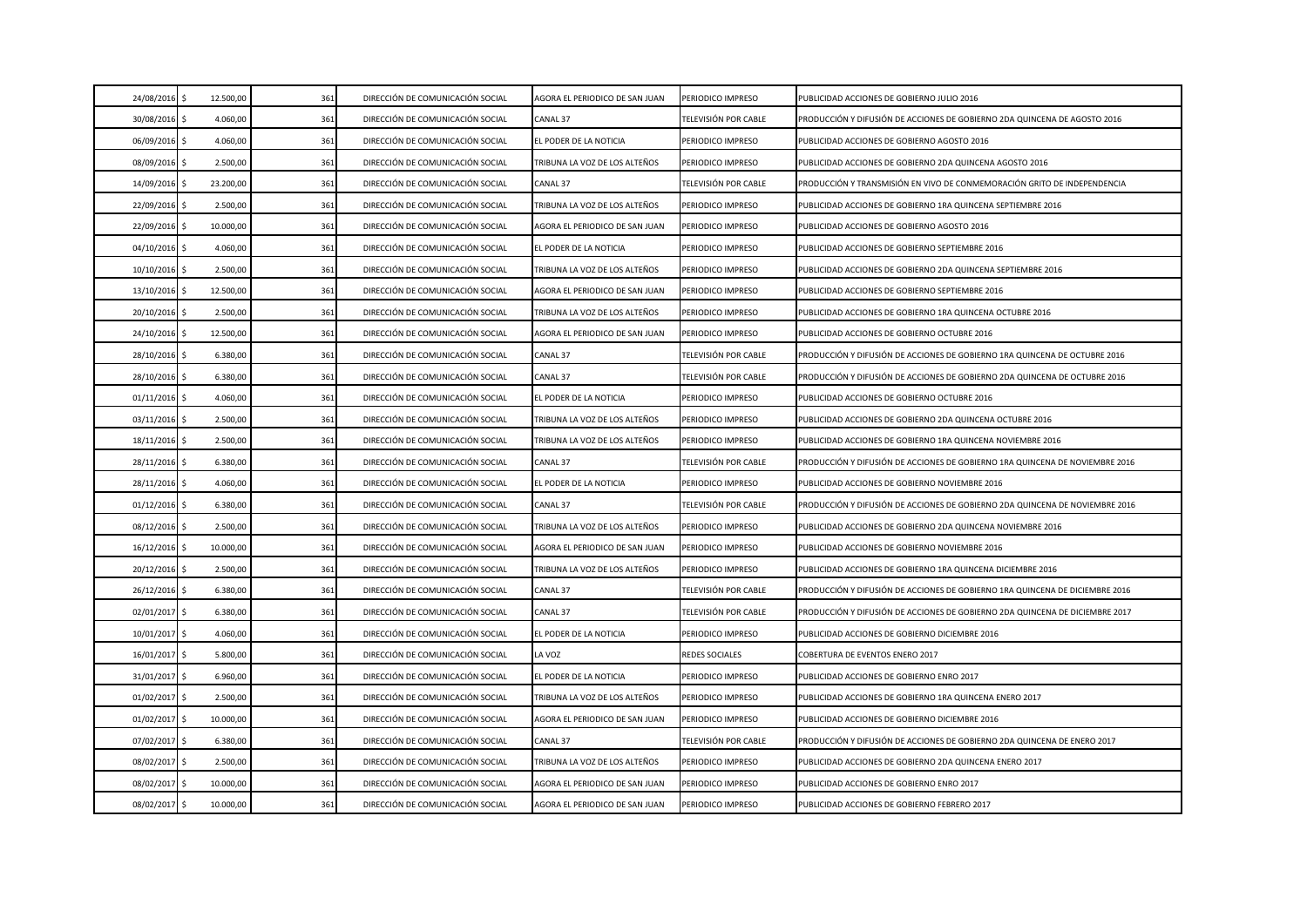| | | | | | | |
|---|---|---|---|---|---|---|
| 24/08/2016 | $ 12.500,00 | 361 | DIRECCIÓN DE COMUNICACIÓN SOCIAL | AGORA EL PERIODICO DE SAN JUAN | PERIODICO IMPRESO | PUBLICIDAD ACCIONES DE GOBIERNO JULIO 2016 |
| 30/08/2016 | $ 4.060,00 | 361 | DIRECCIÓN DE COMUNICACIÓN SOCIAL | CANAL 37 | TELEVISIÓN POR CABLE | PRODUCCIÓN Y DIFUSIÓN DE ACCIONES DE GOBIERNO 2DA QUINCENA DE AGOSTO 2016 |
| 06/09/2016 | $ 4.060,00 | 361 | DIRECCIÓN DE COMUNICACIÓN SOCIAL | EL PODER DE LA NOTICIA | PERIODICO IMPRESO | PUBLICIDAD ACCIONES DE GOBIERNO AGOSTO 2016 |
| 08/09/2016 | $ 2.500,00 | 361 | DIRECCIÓN DE COMUNICACIÓN SOCIAL | TRIBUNA LA VOZ DE LOS ALTEÑOS | PERIODICO IMPRESO | PUBLICIDAD ACCIONES DE GOBIERNO 2DA QUINCENA AGOSTO 2016 |
| 14/09/2016 | $ 23.200,00 | 361 | DIRECCIÓN DE COMUNICACIÓN SOCIAL | CANAL 37 | TELEVISIÓN POR CABLE | PRODUCCIÓN Y TRANSMISIÓN EN VIVO DE CONMEMORACIÓN GRITO DE INDEPENDENCIA |
| 22/09/2016 | $ 2.500,00 | 361 | DIRECCIÓN DE COMUNICACIÓN SOCIAL | TRIBUNA LA VOZ DE LOS ALTEÑOS | PERIODICO IMPRESO | PUBLICIDAD ACCIONES DE GOBIERNO 1RA QUINCENA SEPTIEMBRE 2016 |
| 22/09/2016 | $ 10.000,00 | 361 | DIRECCIÓN DE COMUNICACIÓN SOCIAL | AGORA EL PERIODICO DE SAN JUAN | PERIODICO IMPRESO | PUBLICIDAD ACCIONES DE GOBIERNO AGOSTO 2016 |
| 04/10/2016 | $ 4.060,00 | 361 | DIRECCIÓN DE COMUNICACIÓN SOCIAL | EL PODER DE LA NOTICIA | PERIODICO IMPRESO | PUBLICIDAD ACCIONES DE GOBIERNO SEPTIEMBRE 2016 |
| 10/10/2016 | $ 2.500,00 | 361 | DIRECCIÓN DE COMUNICACIÓN SOCIAL | TRIBUNA LA VOZ DE LOS ALTEÑOS | PERIODICO IMPRESO | PUBLICIDAD ACCIONES DE GOBIERNO 2DA QUINCENA SEPTIEMBRE 2016 |
| 13/10/2016 | $ 12.500,00 | 361 | DIRECCIÓN DE COMUNICACIÓN SOCIAL | AGORA EL PERIODICO DE SAN JUAN | PERIODICO IMPRESO | PUBLICIDAD ACCIONES DE GOBIERNO SEPTIEMBRE 2016 |
| 20/10/2016 | $ 2.500,00 | 361 | DIRECCIÓN DE COMUNICACIÓN SOCIAL | TRIBUNA LA VOZ DE LOS ALTEÑOS | PERIODICO IMPRESO | PUBLICIDAD ACCIONES DE GOBIERNO 1RA QUINCENA OCTUBRE 2016 |
| 24/10/2016 | $ 12.500,00 | 361 | DIRECCIÓN DE COMUNICACIÓN SOCIAL | AGORA EL PERIODICO DE SAN JUAN | PERIODICO IMPRESO | PUBLICIDAD ACCIONES DE GOBIERNO OCTUBRE 2016 |
| 28/10/2016 | $ 6.380,00 | 361 | DIRECCIÓN DE COMUNICACIÓN SOCIAL | CANAL 37 | TELEVISIÓN POR CABLE | PRODUCCIÓN Y DIFUSIÓN DE ACCIONES DE GOBIERNO 1RA QUINCENA DE OCTUBRE 2016 |
| 28/10/2016 | $ 6.380,00 | 361 | DIRECCIÓN DE COMUNICACIÓN SOCIAL | CANAL 37 | TELEVISIÓN POR CABLE | PRODUCCIÓN Y DIFUSIÓN DE ACCIONES DE GOBIERNO 2DA QUINCENA DE OCTUBRE 2016 |
| 01/11/2016 | $ 4.060,00 | 361 | DIRECCIÓN DE COMUNICACIÓN SOCIAL | EL PODER DE LA NOTICIA | PERIODICO IMPRESO | PUBLICIDAD ACCIONES DE GOBIERNO OCTUBRE 2016 |
| 03/11/2016 | $ 2.500,00 | 361 | DIRECCIÓN DE COMUNICACIÓN SOCIAL | TRIBUNA LA VOZ DE LOS ALTEÑOS | PERIODICO IMPRESO | PUBLICIDAD ACCIONES DE GOBIERNO 2DA QUINCENA OCTUBRE 2016 |
| 18/11/2016 | $ 2.500,00 | 361 | DIRECCIÓN DE COMUNICACIÓN SOCIAL | TRIBUNA LA VOZ DE LOS ALTEÑOS | PERIODICO IMPRESO | PUBLICIDAD ACCIONES DE GOBIERNO 1RA QUINCENA NOVIEMBRE 2016 |
| 28/11/2016 | $ 6.380,00 | 361 | DIRECCIÓN DE COMUNICACIÓN SOCIAL | CANAL 37 | TELEVISIÓN POR CABLE | PRODUCCIÓN Y DIFUSIÓN DE ACCIONES DE GOBIERNO 1RA QUINCENA DE NOVIEMBRE 2016 |
| 28/11/2016 | $ 4.060,00 | 361 | DIRECCIÓN DE COMUNICACIÓN SOCIAL | EL PODER DE LA NOTICIA | PERIODICO IMPRESO | PUBLICIDAD ACCIONES DE GOBIERNO NOVIEMBRE 2016 |
| 01/12/2016 | $ 6.380,00 | 361 | DIRECCIÓN DE COMUNICACIÓN SOCIAL | CANAL 37 | TELEVISIÓN POR CABLE | PRODUCCIÓN Y DIFUSIÓN DE ACCIONES DE GOBIERNO 2DA QUINCENA DE NOVIEMBRE 2016 |
| 08/12/2016 | $ 2.500,00 | 361 | DIRECCIÓN DE COMUNICACIÓN SOCIAL | TRIBUNA LA VOZ DE LOS ALTEÑOS | PERIODICO IMPRESO | PUBLICIDAD ACCIONES DE GOBIERNO 2DA QUINCENA NOVIEMBRE 2016 |
| 16/12/2016 | $ 10.000,00 | 361 | DIRECCIÓN DE COMUNICACIÓN SOCIAL | AGORA EL PERIODICO DE SAN JUAN | PERIODICO IMPRESO | PUBLICIDAD ACCIONES DE GOBIERNO NOVIEMBRE 2016 |
| 20/12/2016 | $ 2.500,00 | 361 | DIRECCIÓN DE COMUNICACIÓN SOCIAL | TRIBUNA LA VOZ DE LOS ALTEÑOS | PERIODICO IMPRESO | PUBLICIDAD ACCIONES DE GOBIERNO 1RA QUINCENA DICIEMBRE 2016 |
| 26/12/2016 | $ 6.380,00 | 361 | DIRECCIÓN DE COMUNICACIÓN SOCIAL | CANAL 37 | TELEVISIÓN POR CABLE | PRODUCCIÓN Y DIFUSIÓN DE ACCIONES DE GOBIERNO 1RA QUINCENA DE DICIEMBRE 2016 |
| 02/01/2017 | $ 6.380,00 | 361 | DIRECCIÓN DE COMUNICACIÓN SOCIAL | CANAL 37 | TELEVISIÓN POR CABLE | PRODUCCIÓN Y DIFUSIÓN DE ACCIONES DE GOBIERNO 2DA QUINCENA DE DICIEMBRE 2017 |
| 10/01/2017 | $ 4.060,00 | 361 | DIRECCIÓN DE COMUNICACIÓN SOCIAL | EL PODER DE LA NOTICIA | PERIODICO IMPRESO | PUBLICIDAD ACCIONES DE GOBIERNO DICIEMBRE 2016 |
| 16/01/2017 | $ 5.800,00 | 361 | DIRECCIÓN DE COMUNICACIÓN SOCIAL | LA VOZ | REDES SOCIALES | COBERTURA DE EVENTOS ENERO 2017 |
| 31/01/2017 | $ 6.960,00 | 361 | DIRECCIÓN DE COMUNICACIÓN SOCIAL | EL PODER DE LA NOTICIA | PERIODICO IMPRESO | PUBLICIDAD ACCIONES DE GOBIERNO ENRO 2017 |
| 01/02/2017 | $ 2.500,00 | 361 | DIRECCIÓN DE COMUNICACIÓN SOCIAL | TRIBUNA LA VOZ DE LOS ALTEÑOS | PERIODICO IMPRESO | PUBLICIDAD ACCIONES DE GOBIERNO 1RA QUINCENA ENERO 2017 |
| 01/02/2017 | $ 10.000,00 | 361 | DIRECCIÓN DE COMUNICACIÓN SOCIAL | AGORA EL PERIODICO DE SAN JUAN | PERIODICO IMPRESO | PUBLICIDAD ACCIONES DE GOBIERNO DICIEMBRE 2016 |
| 07/02/2017 | $ 6.380,00 | 361 | DIRECCIÓN DE COMUNICACIÓN SOCIAL | CANAL 37 | TELEVISIÓN POR CABLE | PRODUCCIÓN Y DIFUSIÓN DE ACCIONES DE GOBIERNO 2DA QUINCENA DE ENERO 2017 |
| 08/02/2017 | $ 2.500,00 | 361 | DIRECCIÓN DE COMUNICACIÓN SOCIAL | TRIBUNA LA VOZ DE LOS ALTEÑOS | PERIODICO IMPRESO | PUBLICIDAD ACCIONES DE GOBIERNO 2DA QUINCENA ENERO 2017 |
| 08/02/2017 | $ 10.000,00 | 361 | DIRECCIÓN DE COMUNICACIÓN SOCIAL | AGORA EL PERIODICO DE SAN JUAN | PERIODICO IMPRESO | PUBLICIDAD ACCIONES DE GOBIERNO ENRO 2017 |
| 08/02/2017 | $ 10.000,00 | 361 | DIRECCIÓN DE COMUNICACIÓN SOCIAL | AGORA EL PERIODICO DE SAN JUAN | PERIODICO IMPRESO | PUBLICIDAD ACCIONES DE GOBIERNO FEBRERO 2017 |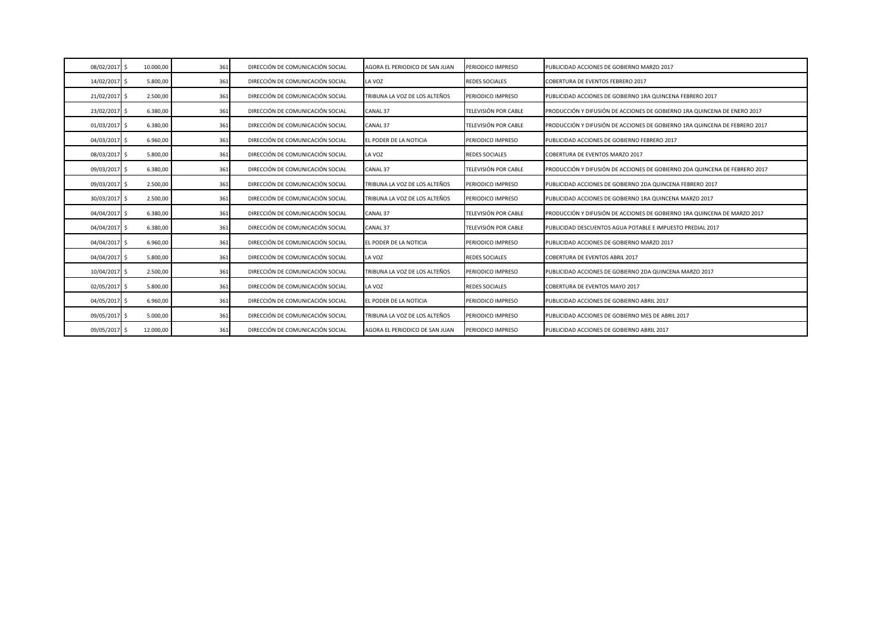| | | | | | | |
|---|---|---|---|---|---|---|
| 08/02/2017 | $ 10.000,00 | 361 | DIRECCIÓN DE COMUNICACIÓN SOCIAL | AGORA EL PERIODICO DE SAN JUAN | PERIODICO IMPRESO | PUBLICIDAD ACCIONES DE GOBIERNO MARZO 2017 |
| 14/02/2017 | $ 5.800,00 | 361 | DIRECCIÓN DE COMUNICACIÓN SOCIAL | LA VOZ | REDES SOCIALES | COBERTURA DE EVENTOS FEBRERO 2017 |
| 21/02/2017 | $ 2.500,00 | 361 | DIRECCIÓN DE COMUNICACIÓN SOCIAL | TRIBUNA LA VOZ DE LOS ALTEÑOS | PERIODICO IMPRESO | PUBLICIDAD ACCIONES DE GOBIERNO 1RA QUINCENA FEBRERO 2017 |
| 23/02/2017 | $ 6.380,00 | 361 | DIRECCIÓN DE COMUNICACIÓN SOCIAL | CANAL 37 | TELEVISIÓN POR CABLE | PRODUCCIÓN Y DIFUSIÓN DE ACCIONES DE GOBIERNO 1RA QUINCENA DE ENERO 2017 |
| 01/03/2017 | $ 6.380,00 | 361 | DIRECCIÓN DE COMUNICACIÓN SOCIAL | CANAL 37 | TELEVISIÓN POR CABLE | PRODUCCIÓN Y DIFUSIÓN DE ACCIONES DE GOBIERNO 1RA QUINCENA DE FEBRERO 2017 |
| 04/03/2017 | $ 6.960,00 | 361 | DIRECCIÓN DE COMUNICACIÓN SOCIAL | EL PODER DE LA NOTICIA | PERIODICO IMPRESO | PUBLICIDAD ACCIONES DE GOBIERNO FEBRERO 2017 |
| 08/03/2017 | $ 5.800,00 | 361 | DIRECCIÓN DE COMUNICACIÓN SOCIAL | LA VOZ | REDES SOCIALES | COBERTURA DE EVENTOS MARZO 2017 |
| 09/03/2017 | $ 6.380,00 | 361 | DIRECCIÓN DE COMUNICACIÓN SOCIAL | CANAL 37 | TELEVISIÓN POR CABLE | PRODUCCIÓN Y DIFUSIÓN DE ACCIONES DE GOBIERNO 2DA QUINCENA DE FEBRERO 2017 |
| 09/03/2017 | $ 2.500,00 | 361 | DIRECCIÓN DE COMUNICACIÓN SOCIAL | TRIBUNA LA VOZ DE LOS ALTEÑOS | PERIODICO IMPRESO | PUBLICIDAD ACCIONES DE GOBIERNO 2DA QUINCENA FEBRERO 2017 |
| 30/03/2017 | $ 2.500,00 | 361 | DIRECCIÓN DE COMUNICACIÓN SOCIAL | TRIBUNA LA VOZ DE LOS ALTEÑOS | PERIODICO IMPRESO | PUBLICIDAD ACCIONES DE GOBIERNO 1RA QUINCENA MARZO 2017 |
| 04/04/2017 | $ 6.380,00 | 361 | DIRECCIÓN DE COMUNICACIÓN SOCIAL | CANAL 37 | TELEVISIÓN POR CABLE | PRODUCCIÓN Y DIFUSIÓN DE ACCIONES DE GOBIERNO 1RA QUINCENA DE MARZO 2017 |
| 04/04/2017 | $ 6.380,00 | 361 | DIRECCIÓN DE COMUNICACIÓN SOCIAL | CANAL 37 | TELEVISIÓN POR CABLE | PUBLICIDAD DESCUENTOS AGUA POTABLE E IMPUESTO PREDIAL 2017 |
| 04/04/2017 | $ 6.960,00 | 361 | DIRECCIÓN DE COMUNICACIÓN SOCIAL | EL PODER DE LA NOTICIA | PERIODICO IMPRESO | PUBLICIDAD ACCIONES DE GOBIERNO MARZO 2017 |
| 04/04/2017 | $ 5.800,00 | 361 | DIRECCIÓN DE COMUNICACIÓN SOCIAL | LA VOZ | REDES SOCIALES | COBERTURA DE EVENTOS ABRIL 2017 |
| 10/04/2017 | $ 2.500,00 | 361 | DIRECCIÓN DE COMUNICACIÓN SOCIAL | TRIBUNA LA VOZ DE LOS ALTEÑOS | PERIODICO IMPRESO | PUBLICIDAD ACCIONES DE GOBIERNO 2DA QUINCENA MARZO 2017 |
| 02/05/2017 | $ 5.800,00 | 361 | DIRECCIÓN DE COMUNICACIÓN SOCIAL | LA VOZ | REDES SOCIALES | COBERTURA DE EVENTOS MAYO 2017 |
| 04/05/2017 | $ 6.960,00 | 361 | DIRECCIÓN DE COMUNICACIÓN SOCIAL | EL PODER DE LA NOTICIA | PERIODICO IMPRESO | PUBLICIDAD ACCIONES DE GOBIERNO ABRIL 2017 |
| 09/05/2017 | $ 5.000,00 | 361 | DIRECCIÓN DE COMUNICACIÓN SOCIAL | TRIBUNA LA VOZ DE LOS ALTEÑOS | PERIODICO IMPRESO | PUBLICIDAD ACCIONES DE GOBIERNO MES DE ABRIL 2017 |
| 09/05/2017 | $ 12.000,00 | 361 | DIRECCIÓN DE COMUNICACIÓN SOCIAL | AGORA EL PERIODICO DE SAN JUAN | PERIODICO IMPRESO | PUBLICIDAD ACCIONES DE GOBIERNO ABRIL 2017 |